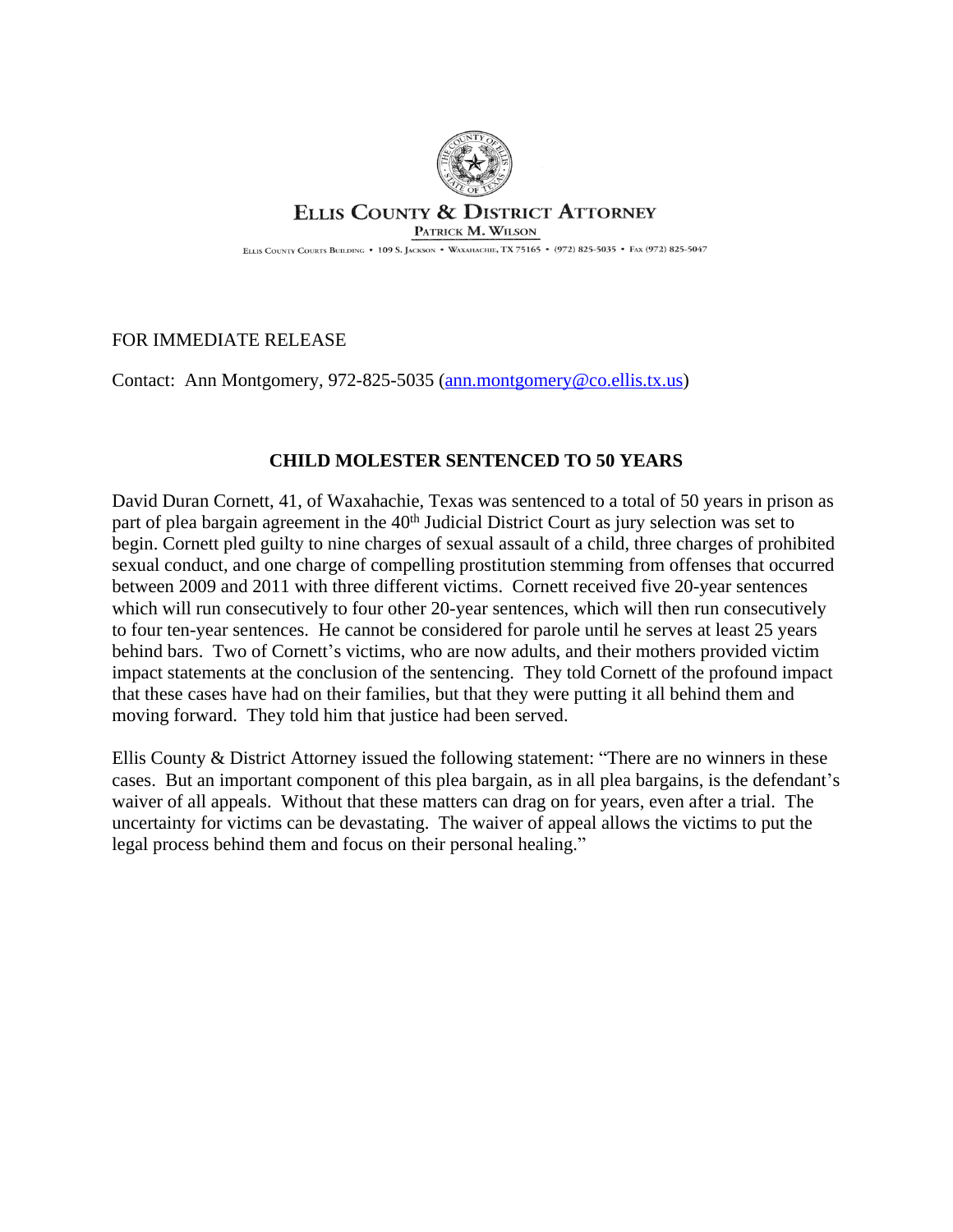**ELLIS COUNTY & DISTRICT ATTORNEY**

PATRICK M. WILSON

ELLIS COUNTY COURTS BUILDING • 109 S. JACKSON • WAXAHACHIE, TX 75165 • (972) 825-5035 • FAX (972) 825-5047

FOR IMMEDIATE RELEASE

Contact: Ann Montgomery, 972-825-5035 (ann.montgomery@co.ellis.tx.us)

## CHILD MOLESTER SENTENCED TO 50 YEARS

David Duran Cornett, 41, of Waxahachie, Texas was sentenced to a total of 50 years in prison as part of plea bargain agreement in the 40th Judicial District Court as jury selection was set to begin. Cornett pled guilty to nine charges of sexual assault of a child, three charges of prohibited sexual conduct, and one charge of compelling prostitution stemming from offenses that occurred between 2009 and 2011 with three different victims. Cornett received five 20-year sentences which will run consecutively to four other 20-year sentences, which will then run consecutively to four ten-year sentences. He cannot be considered for parole until he serves at least 25 years behind bars. Two of Cornett's victims, who are now adults, and their mothers provided victim impact statements at the conclusion of the sentencing. They told Cornett of the profound impact that these cases have had on their families, but that they were putting it all behind them and moving forward. They told him that justice had been served.

Ellis County & District Attorney issued the following statement: "There are no winners in these cases. But an important component of this plea bargain, as in all plea bargains, is the defendant's waiver of all appeals. Without that these matters can drag on for years, even after a trial. The uncertainty for victims can be devastating. The waiver of appeal allows the victims to put the legal process behind them and focus on their personal healing."